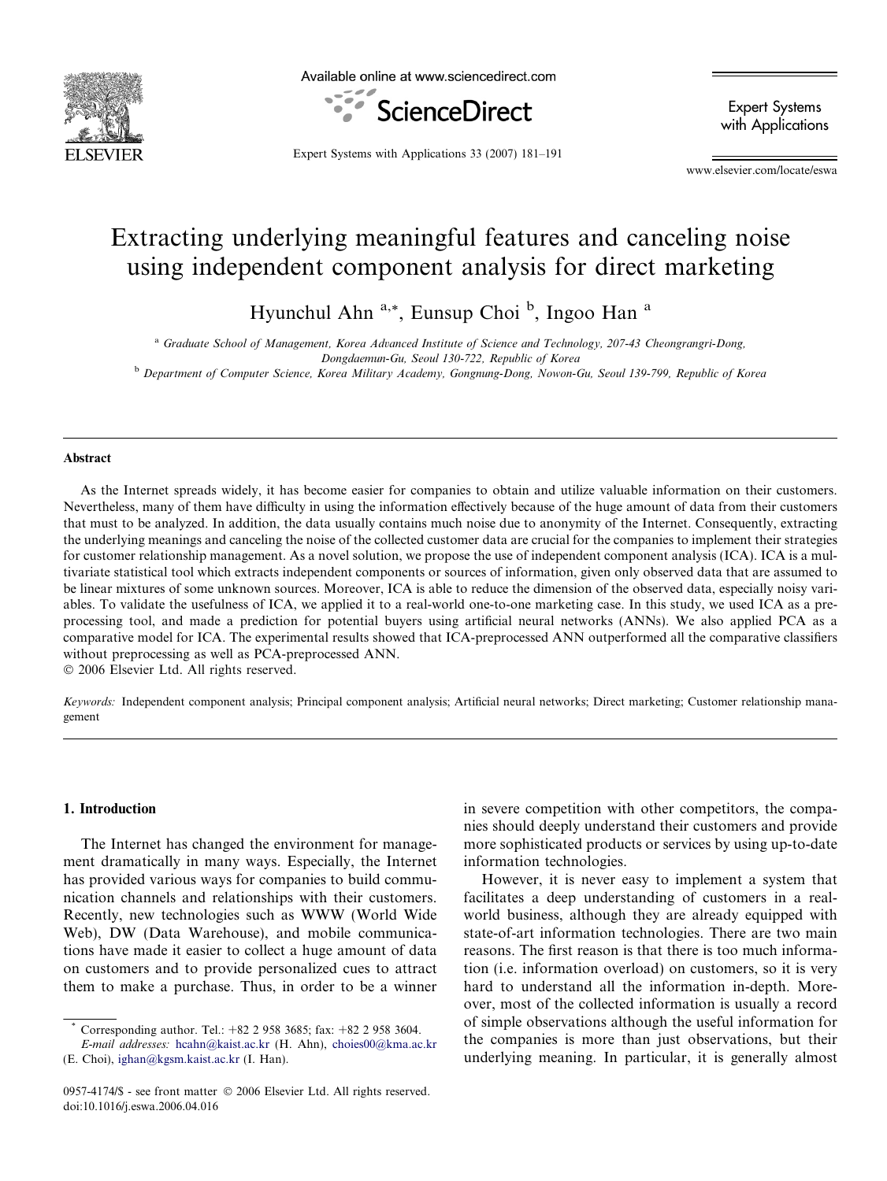# Extracting underlying meaningful features and canceling noise using independent component analysis for direct marketing

Hyunchul Ahn [a,*], Eunsup Choi [b], Ingoo Han [a]

[a] Graduate School of Management, Korea Advanced Institute of Science and Technology, 207-43 Cheongrangri-Dong, Dongdaemun-Gu, Seoul 130-722, Republic of Korea

[b] Department of Computer Science, Korea Military Academy, Gongnung-Dong, Nowon-Gu, Seoul 139-799, Republic of Korea

## Abstract

As the Internet spreads widely, it has become easier for companies to obtain and utilize valuable information on their customers. Nevertheless, many of them have difficulty in using the information effectively because of the huge amount of data from their customers that must to be analyzed. In addition, the data usually contains much noise due to anonymity of the Internet. Consequently, extracting the underlying meanings and canceling the noise of the collected customer data are crucial for the companies to implement their strategies for customer relationship management. As a novel solution, we propose the use of independent component analysis (ICA). ICA is a multivariate statistical tool which extracts independent components or sources of information, given only observed data that are assumed to be linear mixtures of some unknown sources. Moreover, ICA is able to reduce the dimension of the observed data, especially noisy variables. To validate the usefulness of ICA, we applied it to a real-world one-to-one marketing case. In this study, we used ICA as a preprocessing tool, and made a prediction for potential buyers using artificial neural networks (ANNs). We also applied PCA as a comparative model for ICA. The experimental results showed that ICA-preprocessed ANN outperformed all the comparative classifiers without preprocessing as well as PCA-preprocessed ANN.

© 2006 Elsevier Ltd. All rights reserved.

*Keywords:* Independent component analysis; Principal component analysis; Artificial neural networks; Direct marketing; Customer relationship management

## 1. Introduction

The Internet has changed the environment for management dramatically in many ways. Especially, the Internet has provided various ways for companies to build communication channels and relationships with their customers. Recently, new technologies such as WWW (World Wide Web), DW (Data Warehouse), and mobile communications have made it easier to collect a huge amount of data on customers and to provide personalized cues to attract them to make a purchase. Thus, in order to be a winner in severe competition with other competitors, the companies should deeply understand their customers and provide more sophisticated products or services by using up-to-date information technologies.

However, it is never easy to implement a system that facilitates a deep understanding of customers in a real-world business, although they are already equipped with state-of-art information technologies. There are two main reasons. The first reason is that there is too much information (i.e. information overload) on customers, so it is very hard to understand all the information in-depth. Moreover, most of the collected information is usually a record of simple observations although the useful information for the companies is more than just observations, but their underlying meaning. In particular, it is generally almost

* Corresponding author. Tel.: +82 2 958 3685; fax: +82 2 958 3604.
*E-mail addresses:* hcahn@kaist.ac.kr (H. Ahn), choies00@kma.ac.kr (E. Choi), ighan@kgsm.kaist.ac.kr (I. Han).

0957-4174/$ - see front matter © 2006 Elsevier Ltd. All rights reserved.
doi:10.1016/j.eswa.2006.04.016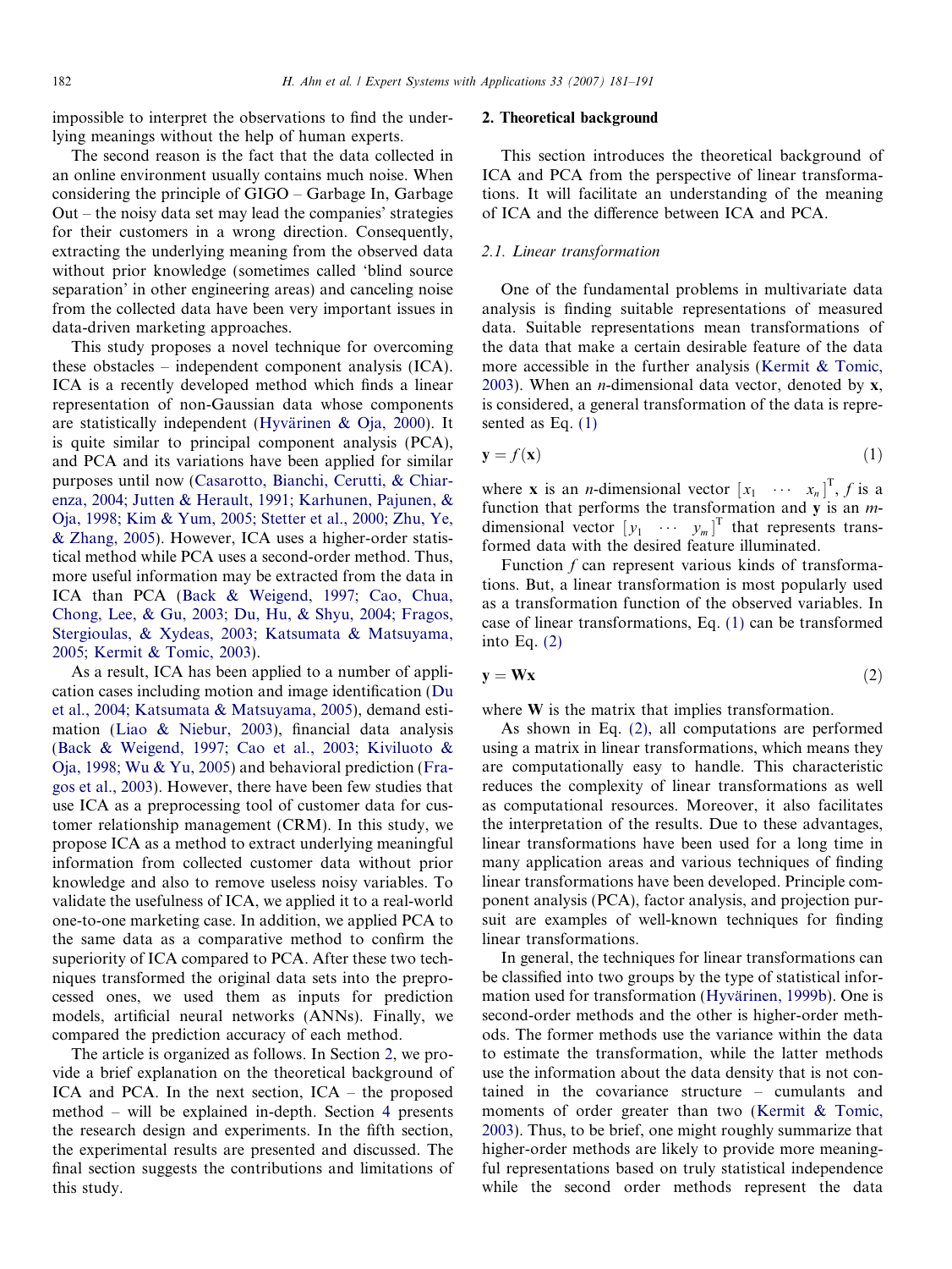impossible to interpret the observations to find the underlying meanings without the help of human experts.

The second reason is the fact that the data collected in an online environment usually contains much noise. When considering the principle of GIGO – Garbage In, Garbage Out – the noisy data set may lead the companies' strategies for their customers in a wrong direction. Consequently, extracting the underlying meaning from the observed data without prior knowledge (sometimes called 'blind source separation' in other engineering areas) and canceling noise from the collected data have been very important issues in data-driven marketing approaches.

This study proposes a novel technique for overcoming these obstacles – independent component analysis (ICA). ICA is a recently developed method which finds a linear representation of non-Gaussian data whose components are statistically independent (Hyvärinen & Oja, 2000). It is quite similar to principal component analysis (PCA), and PCA and its variations have been applied for similar purposes until now (Casarotto, Bianchi, Cerutti, & Chiarenza, 2004; Jutten & Herault, 1991; Karhunen, Pajunen, & Oja, 1998; Kim & Yum, 2005; Stetter et al., 2000; Zhu, Ye, & Zhang, 2005). However, ICA uses a higher-order statistical method while PCA uses a second-order method. Thus, more useful information may be extracted from the data in ICA than PCA (Back & Weigend, 1997; Cao, Chua, Chong, Lee, & Gu, 2003; Du, Hu, & Shyu, 2004; Fragos, Stergioulas, & Xydeas, 2003; Katsumata & Matsuyama, 2005; Kermit & Tomic, 2003).

As a result, ICA has been applied to a number of application cases including motion and image identification (Du et al., 2004; Katsumata & Matsuyama, 2005), demand estimation (Liao & Niebur, 2003), financial data analysis (Back & Weigend, 1997; Cao et al., 2003; Kiviluoto & Oja, 1998; Wu & Yu, 2005) and behavioral prediction (Fragos et al., 2003). However, there have been few studies that use ICA as a preprocessing tool of customer data for customer relationship management (CRM). In this study, we propose ICA as a method to extract underlying meaningful information from collected customer data without prior knowledge and also to remove useless noisy variables. To validate the usefulness of ICA, we applied it to a real-world one-to-one marketing case. In addition, we applied PCA to the same data as a comparative method to confirm the superiority of ICA compared to PCA. After these two techniques transformed the original data sets into the preprocessed ones, we used them as inputs for prediction models, artificial neural networks (ANNs). Finally, we compared the prediction accuracy of each method.

The article is organized as follows. In Section 2, we provide a brief explanation on the theoretical background of ICA and PCA. In the next section, ICA – the proposed method – will be explained in-depth. Section 4 presents the research design and experiments. In the fifth section, the experimental results are presented and discussed. The final section suggests the contributions and limitations of this study.

## 2. Theoretical background

This section introduces the theoretical background of ICA and PCA from the perspective of linear transformations. It will facilitate an understanding of the meaning of ICA and the difference between ICA and PCA.

### 2.1. Linear transformation

One of the fundamental problems in multivariate data analysis is finding suitable representations of measured data. Suitable representations mean transformations of the data that make a certain desirable feature of the data more accessible in the further analysis (Kermit & Tomic, 2003). When an $n$-dimensional data vector, denoted by $\mathbf{x}$, is considered, a general transformation of the data is represented as Eq. (1)

$$\mathbf{y} = f(\mathbf{x}) \tag{1}$$

where $\mathbf{x}$ is an $n$-dimensional vector $[x_1 \quad \cdots \quad x_n]^{\mathrm{T}}$, $f$ is a function that performs the transformation and $\mathbf{y}$ is an $m$-dimensional vector $[y_1 \quad \cdots \quad y_m]^{\mathrm{T}}$ that represents transformed data with the desired feature illuminated.

Function $f$ can represent various kinds of transformations. But, a linear transformation is most popularly used as a transformation function of the observed variables. In case of linear transformations, Eq. (1) can be transformed into Eq. (2)

$$\mathbf{y} = \mathbf{W}\mathbf{x} \tag{2}$$

where $\mathbf{W}$ is the matrix that implies transformation.

As shown in Eq. (2), all computations are performed using a matrix in linear transformations, which means they are computationally easy to handle. This characteristic reduces the complexity of linear transformations as well as computational resources. Moreover, it also facilitates the interpretation of the results. Due to these advantages, linear transformations have been used for a long time in many application areas and various techniques of finding linear transformations have been developed. Principle component analysis (PCA), factor analysis, and projection pursuit are examples of well-known techniques for finding linear transformations.

In general, the techniques for linear transformations can be classified into two groups by the type of statistical information used for transformation (Hyvärinen, 1999b). One is second-order methods and the other is higher-order methods. The former methods use the variance within the data to estimate the transformation, while the latter methods use the information about the data density that is not contained in the covariance structure – cumulants and moments of order greater than two (Kermit & Tomic, 2003). Thus, to be brief, one might roughly summarize that higher-order methods are likely to provide more meaningful representations based on truly statistical independence while the second order methods represent the data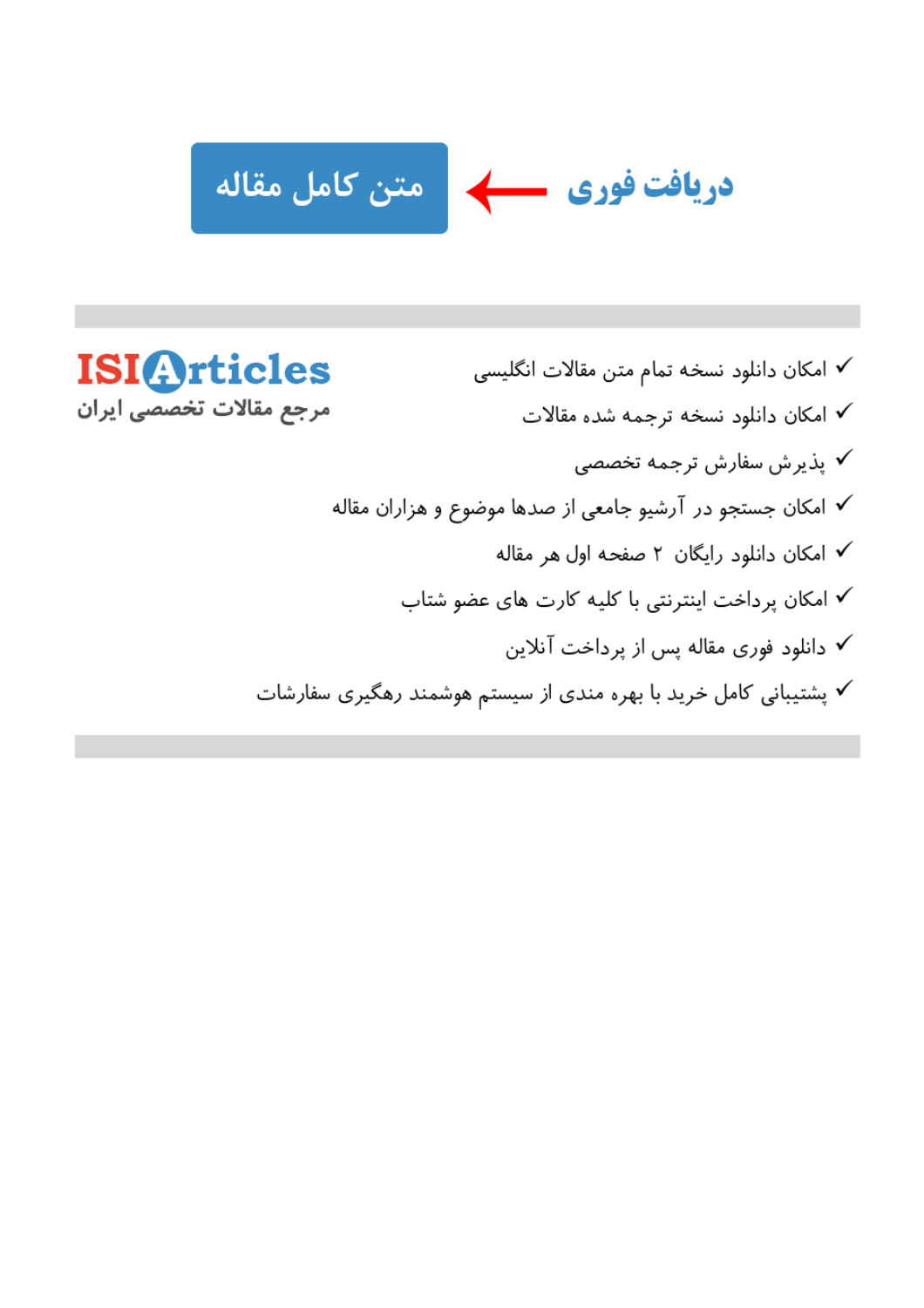دریافت فوری ← **متن کامل مقاله**

**ISIArticles**
مرجع مقالات تخصصی ایران

- ✓ امکان دانلود نسخه تمام متن مقالات انگلیسی
- ✓ امکان دانلود نسخه ترجمه شده مقالات
- ✓ پذیرش سفارش ترجمه تخصصی
- ✓ امکان جستجو در آرشیو جامعی از صدها موضوع و هزاران مقاله
- ✓ امکان دانلود رایگان ۲ صفحه اول هر مقاله
- ✓ امکان پرداخت اینترنتی با کلیه کارت های عضو شتاب
- ✓ دانلود فوری مقاله پس از پرداخت آنلاین
- ✓ پشتیبانی کامل خرید با بهره مندی از سیستم هوشمند رهگیری سفارشات